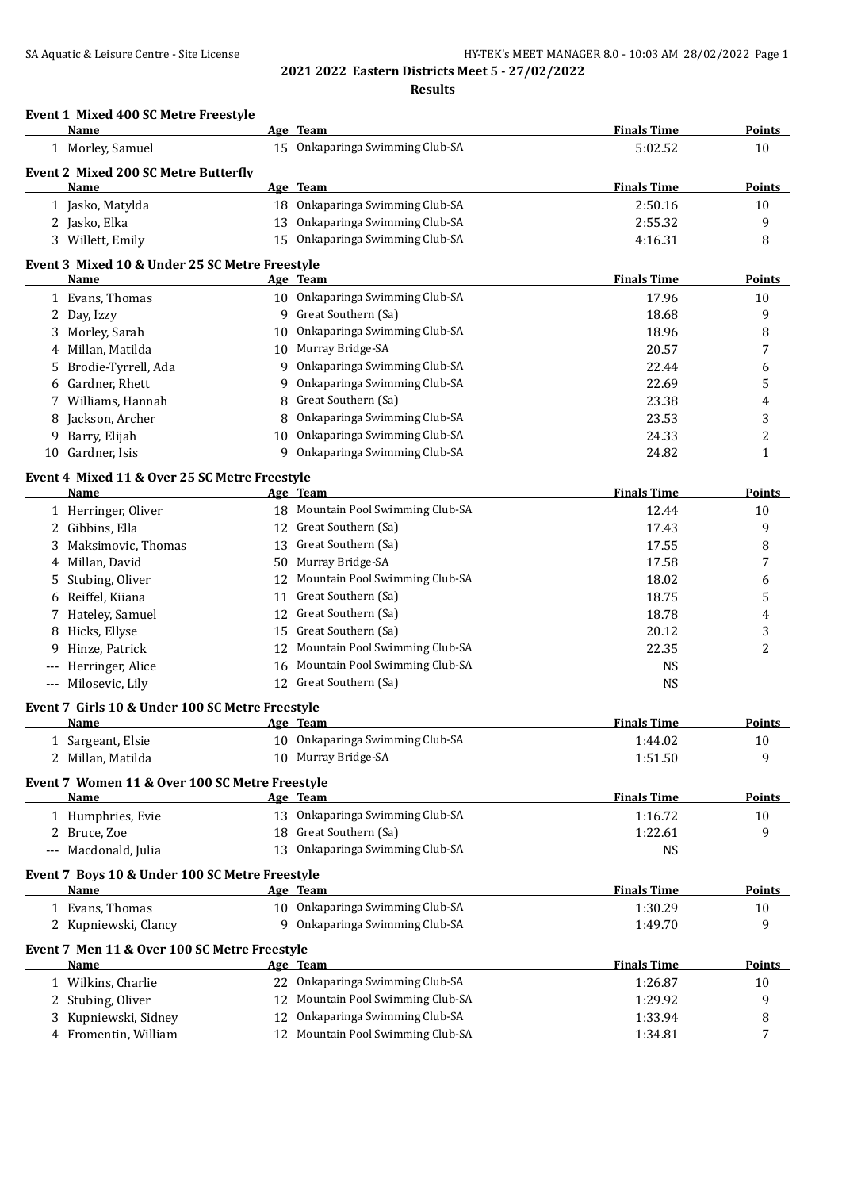# 2021 2022 Eastern Districts Meet 5 - 27/02/2022

## Results

### Event 1 Mixed 400 SC Metre Freestyle

| | Name | Age | Team | Finals Time | Points |
|---|---|---|---|---|---|
| 1 | Morley, Samuel | 15 | Onkaparinga Swimming Club-SA | 5:02.52 | 10 |

### Event 2 Mixed 200 SC Metre Butterfly

| | Name | Age | Team | Finals Time | Points |
|---|---|---|---|---|---|
| 1 | Jasko, Matylda | 18 | Onkaparinga Swimming Club-SA | 2:50.16 | 10 |
| 2 | Jasko, Elka | 13 | Onkaparinga Swimming Club-SA | 2:55.32 | 9 |
| 3 | Willett, Emily | 15 | Onkaparinga Swimming Club-SA | 4:16.31 | 8 |

### Event 3 Mixed 10 & Under 25 SC Metre Freestyle

| | Name | Age | Team | Finals Time | Points |
|---|---|---|---|---|---|
| 1 | Evans, Thomas | 10 | Onkaparinga Swimming Club-SA | 17.96 | 10 |
| 2 | Day, Izzy | 9 | Great Southern (Sa) | 18.68 | 9 |
| 3 | Morley, Sarah | 10 | Onkaparinga Swimming Club-SA | 18.96 | 8 |
| 4 | Millan, Matilda | 10 | Murray Bridge-SA | 20.57 | 7 |
| 5 | Brodie-Tyrrell, Ada | 9 | Onkaparinga Swimming Club-SA | 22.44 | 6 |
| 6 | Gardner, Rhett | 9 | Onkaparinga Swimming Club-SA | 22.69 | 5 |
| 7 | Williams, Hannah | 8 | Great Southern (Sa) | 23.38 | 4 |
| 8 | Jackson, Archer | 8 | Onkaparinga Swimming Club-SA | 23.53 | 3 |
| 9 | Barry, Elijah | 10 | Onkaparinga Swimming Club-SA | 24.33 | 2 |
| 10 | Gardner, Isis | 9 | Onkaparinga Swimming Club-SA | 24.82 | 1 |

### Event 4 Mixed 11 & Over 25 SC Metre Freestyle

| | Name | Age | Team | Finals Time | Points |
|---|---|---|---|---|---|
| 1 | Herringer, Oliver | 18 | Mountain Pool Swimming Club-SA | 12.44 | 10 |
| 2 | Gibbins, Ella | 12 | Great Southern (Sa) | 17.43 | 9 |
| 3 | Maksimovic, Thomas | 13 | Great Southern (Sa) | 17.55 | 8 |
| 4 | Millan, David | 50 | Murray Bridge-SA | 17.58 | 7 |
| 5 | Stubing, Oliver | 12 | Mountain Pool Swimming Club-SA | 18.02 | 6 |
| 6 | Reiffel, Kiiana | 11 | Great Southern (Sa) | 18.75 | 5 |
| 7 | Hateley, Samuel | 12 | Great Southern (Sa) | 18.78 | 4 |
| 8 | Hicks, Ellyse | 15 | Great Southern (Sa) | 20.12 | 3 |
| 9 | Hinze, Patrick | 12 | Mountain Pool Swimming Club-SA | 22.35 | 2 |
| --- | Herringer, Alice | 16 | Mountain Pool Swimming Club-SA | NS | |
| --- | Milosevic, Lily | 12 | Great Southern (Sa) | NS | |

### Event 7 Girls 10 & Under 100 SC Metre Freestyle

| | Name | Age | Team | Finals Time | Points |
|---|---|---|---|---|---|
| 1 | Sargeant, Elsie | 10 | Onkaparinga Swimming Club-SA | 1:44.02 | 10 |
| 2 | Millan, Matilda | 10 | Murray Bridge-SA | 1:51.50 | 9 |

### Event 7 Women 11 & Over 100 SC Metre Freestyle

| | Name | Age | Team | Finals Time | Points |
|---|---|---|---|---|---|
| 1 | Humphries, Evie | 13 | Onkaparinga Swimming Club-SA | 1:16.72 | 10 |
| 2 | Bruce, Zoe | 18 | Great Southern (Sa) | 1:22.61 | 9 |
| --- | Macdonald, Julia | 13 | Onkaparinga Swimming Club-SA | NS | |

### Event 7 Boys 10 & Under 100 SC Metre Freestyle

| | Name | Age | Team | Finals Time | Points |
|---|---|---|---|---|---|
| 1 | Evans, Thomas | 10 | Onkaparinga Swimming Club-SA | 1:30.29 | 10 |
| 2 | Kupniewski, Clancy | 9 | Onkaparinga Swimming Club-SA | 1:49.70 | 9 |

### Event 7 Men 11 & Over 100 SC Metre Freestyle

| | Name | Age | Team | Finals Time | Points |
|---|---|---|---|---|---|
| 1 | Wilkins, Charlie | 22 | Onkaparinga Swimming Club-SA | 1:26.87 | 10 |
| 2 | Stubing, Oliver | 12 | Mountain Pool Swimming Club-SA | 1:29.92 | 9 |
| 3 | Kupniewski, Sidney | 12 | Onkaparinga Swimming Club-SA | 1:33.94 | 8 |
| 4 | Fromentin, William | 12 | Mountain Pool Swimming Club-SA | 1:34.81 | 7 |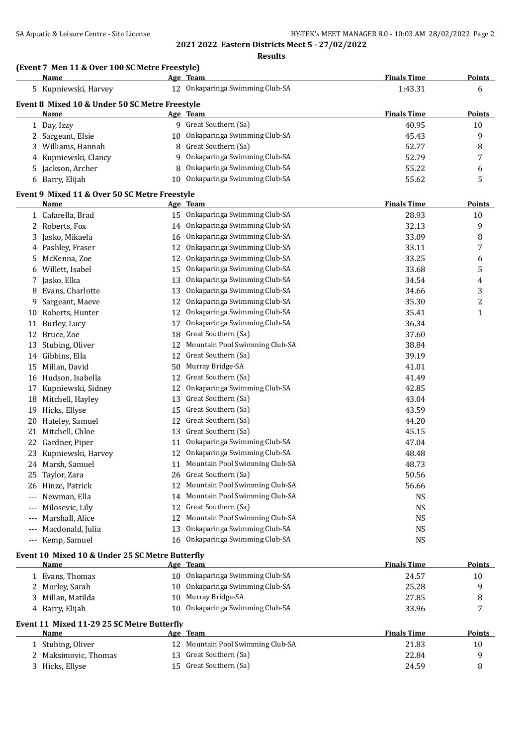## 2021 2022 Eastern Districts Meet 5 - 27/02/2022

### Results

**(Event 7 Men 11 & Over 100 SC Metre Freestyle)**

| | Name | Age | Team | Finals Time | Points |
|---|---|---|---|---|---|
| 5 | Kupniewski, Harvey | 12 | Onkaparinga Swimming Club-SA | 1:43.31 | 6 |

**Event 8 Mixed 10 & Under 50 SC Metre Freestyle**

| | Name | Age | Team | Finals Time | Points |
|---|---|---|---|---|---|
| 1 | Day, Izzy | 9 | Great Southern (Sa) | 40.95 | 10 |
| 2 | Sargeant, Elsie | 10 | Onkaparinga Swimming Club-SA | 45.43 | 9 |
| 3 | Williams, Hannah | 8 | Great Southern (Sa) | 52.77 | 8 |
| 4 | Kupniewski, Clancy | 9 | Onkaparinga Swimming Club-SA | 52.79 | 7 |
| 5 | Jackson, Archer | 8 | Onkaparinga Swimming Club-SA | 55.22 | 6 |
| 6 | Barry, Elijah | 10 | Onkaparinga Swimming Club-SA | 55.62 | 5 |

**Event 9 Mixed 11 & Over 50 SC Metre Freestyle**

| | Name | Age | Team | Finals Time | Points |
|---|---|---|---|---|---|
| 1 | Cafarella, Brad | 15 | Onkaparinga Swimming Club-SA | 28.93 | 10 |
| 2 | Roberts, Fox | 14 | Onkaparinga Swimming Club-SA | 32.13 | 9 |
| 3 | Jasko, Mikaela | 16 | Onkaparinga Swimming Club-SA | 33.09 | 8 |
| 4 | Pashley, Fraser | 12 | Onkaparinga Swimming Club-SA | 33.11 | 7 |
| 5 | McKenna, Zoe | 12 | Onkaparinga Swimming Club-SA | 33.25 | 6 |
| 6 | Willett, Isabel | 15 | Onkaparinga Swimming Club-SA | 33.68 | 5 |
| 7 | Jasko, Elka | 13 | Onkaparinga Swimming Club-SA | 34.54 | 4 |
| 8 | Evans, Charlotte | 13 | Onkaparinga Swimming Club-SA | 34.66 | 3 |
| 9 | Sargeant, Maeve | 12 | Onkaparinga Swimming Club-SA | 35.30 | 2 |
| 10 | Roberts, Hunter | 12 | Onkaparinga Swimming Club-SA | 35.41 | 1 |
| 11 | Burley, Lucy | 17 | Onkaparinga Swimming Club-SA | 36.34 | |
| 12 | Bruce, Zoe | 18 | Great Southern (Sa) | 37.60 | |
| 13 | Stubing, Oliver | 12 | Mountain Pool Swimming Club-SA | 38.84 | |
| 14 | Gibbins, Ella | 12 | Great Southern (Sa) | 39.19 | |
| 15 | Millan, David | 50 | Murray Bridge-SA | 41.01 | |
| 16 | Hudson, Isabella | 12 | Great Southern (Sa) | 41.49 | |
| 17 | Kupniewski, Sidney | 12 | Onkaparinga Swimming Club-SA | 42.85 | |
| 18 | Mitchell, Hayley | 13 | Great Southern (Sa) | 43.04 | |
| 19 | Hicks, Ellyse | 15 | Great Southern (Sa) | 43.59 | |
| 20 | Hateley, Samuel | 12 | Great Southern (Sa) | 44.20 | |
| 21 | Mitchell, Chloe | 13 | Great Southern (Sa) | 45.15 | |
| 22 | Gardner, Piper | 11 | Onkaparinga Swimming Club-SA | 47.04 | |
| 23 | Kupniewski, Harvey | 12 | Onkaparinga Swimming Club-SA | 48.48 | |
| 24 | Marsh, Samuel | 11 | Mountain Pool Swimming Club-SA | 48.73 | |
| 25 | Taylor, Zara | 26 | Great Southern (Sa) | 50.56 | |
| 26 | Hinze, Patrick | 12 | Mountain Pool Swimming Club-SA | 56.66 | |
| --- | Newman, Ella | 14 | Mountain Pool Swimming Club-SA | NS | |
| --- | Milosevic, Lily | 12 | Great Southern (Sa) | NS | |
| --- | Marshall, Alice | 12 | Mountain Pool Swimming Club-SA | NS | |
| --- | Macdonald, Julia | 13 | Onkaparinga Swimming Club-SA | NS | |
| --- | Kemp, Samuel | 16 | Onkaparinga Swimming Club-SA | NS | |

**Event 10 Mixed 10 & Under 25 SC Metre Butterfly**

| | Name | Age | Team | Finals Time | Points |
|---|---|---|---|---|---|
| 1 | Evans, Thomas | 10 | Onkaparinga Swimming Club-SA | 24.57 | 10 |
| 2 | Morley, Sarah | 10 | Onkaparinga Swimming Club-SA | 25.28 | 9 |
| 3 | Millan, Matilda | 10 | Murray Bridge-SA | 27.85 | 8 |
| 4 | Barry, Elijah | 10 | Onkaparinga Swimming Club-SA | 33.96 | 7 |

**Event 11 Mixed 11-29 25 SC Metre Butterfly**

| | Name | Age | Team | Finals Time | Points |
|---|---|---|---|---|---|
| 1 | Stubing, Oliver | 12 | Mountain Pool Swimming Club-SA | 21.83 | 10 |
| 2 | Maksimovic, Thomas | 13 | Great Southern (Sa) | 22.84 | 9 |
| 3 | Hicks, Ellyse | 15 | Great Southern (Sa) | 24.59 | 8 |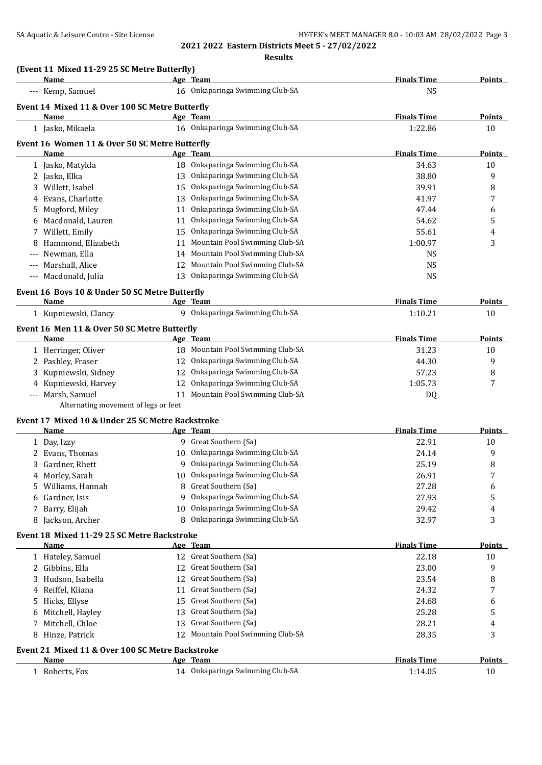## 2021 2022 Eastern Districts Meet 5 - 27/02/2022

### Results

#### (Event 11 Mixed 11-29 25 SC Metre Butterfly)

| | Name | Age | Team | Finals Time | Points |
|---|---|---|---|---|---|
| --- | Kemp, Samuel | 16 | Onkaparinga Swimming Club-SA | NS | |

#### Event 14 Mixed 11 & Over 100 SC Metre Butterfly

| | Name | Age | Team | Finals Time | Points |
|---|---|---|---|---|---|
| 1 | Jasko, Mikaela | 16 | Onkaparinga Swimming Club-SA | 1:22.86 | 10 |

#### Event 16 Women 11 & Over 50 SC Metre Butterfly

| | Name | Age | Team | Finals Time | Points |
|---|---|---|---|---|---|
| 1 | Jasko, Matylda | 18 | Onkaparinga Swimming Club-SA | 34.63 | 10 |
| 2 | Jasko, Elka | 13 | Onkaparinga Swimming Club-SA | 38.80 | 9 |
| 3 | Willett, Isabel | 15 | Onkaparinga Swimming Club-SA | 39.91 | 8 |
| 4 | Evans, Charlotte | 13 | Onkaparinga Swimming Club-SA | 41.97 | 7 |
| 5 | Mugford, Miley | 11 | Onkaparinga Swimming Club-SA | 47.44 | 6 |
| 6 | Macdonald, Lauren | 11 | Onkaparinga Swimming Club-SA | 54.62 | 5 |
| 7 | Willett, Emily | 15 | Onkaparinga Swimming Club-SA | 55.61 | 4 |
| 8 | Hammond, Elizabeth | 11 | Mountain Pool Swimming Club-SA | 1:00.97 | 3 |
| --- | Newman, Ella | 14 | Mountain Pool Swimming Club-SA | NS | |
| --- | Marshall, Alice | 12 | Mountain Pool Swimming Club-SA | NS | |
| --- | Macdonald, Julia | 13 | Onkaparinga Swimming Club-SA | NS | |

#### Event 16 Boys 10 & Under 50 SC Metre Butterfly

| | Name | Age | Team | Finals Time | Points |
|---|---|---|---|---|---|
| 1 | Kupniewski, Clancy | 9 | Onkaparinga Swimming Club-SA | 1:10.21 | 10 |

#### Event 16 Men 11 & Over 50 SC Metre Butterfly

| | Name | Age | Team | Finals Time | Points |
|---|---|---|---|---|---|
| 1 | Herringer, Oliver | 18 | Mountain Pool Swimming Club-SA | 31.23 | 10 |
| 2 | Pashley, Fraser | 12 | Onkaparinga Swimming Club-SA | 44.30 | 9 |
| 3 | Kupniewski, Sidney | 12 | Onkaparinga Swimming Club-SA | 57.23 | 8 |
| 4 | Kupniewski, Harvey | 12 | Onkaparinga Swimming Club-SA | 1:05.73 | 7 |
| --- | Marsh, Samuel | 11 | Mountain Pool Swimming Club-SA | DQ | |
| | Alternating movement of legs or feet | | | | |

#### Event 17 Mixed 10 & Under 25 SC Metre Backstroke

| | Name | Age | Team | Finals Time | Points |
|---|---|---|---|---|---|
| 1 | Day, Izzy | 9 | Great Southern (Sa) | 22.91 | 10 |
| 2 | Evans, Thomas | 10 | Onkaparinga Swimming Club-SA | 24.14 | 9 |
| 3 | Gardner, Rhett | 9 | Onkaparinga Swimming Club-SA | 25.19 | 8 |
| 4 | Morley, Sarah | 10 | Onkaparinga Swimming Club-SA | 26.91 | 7 |
| 5 | Williams, Hannah | 8 | Great Southern (Sa) | 27.28 | 6 |
| 6 | Gardner, Isis | 9 | Onkaparinga Swimming Club-SA | 27.93 | 5 |
| 7 | Barry, Elijah | 10 | Onkaparinga Swimming Club-SA | 29.42 | 4 |
| 8 | Jackson, Archer | 8 | Onkaparinga Swimming Club-SA | 32.97 | 3 |

#### Event 18 Mixed 11-29 25 SC Metre Backstroke

| | Name | Age | Team | Finals Time | Points |
|---|---|---|---|---|---|
| 1 | Hateley, Samuel | 12 | Great Southern (Sa) | 22.18 | 10 |
| 2 | Gibbins, Ella | 12 | Great Southern (Sa) | 23.00 | 9 |
| 3 | Hudson, Isabella | 12 | Great Southern (Sa) | 23.54 | 8 |
| 4 | Reiffel, Kiiana | 11 | Great Southern (Sa) | 24.32 | 7 |
| 5 | Hicks, Ellyse | 15 | Great Southern (Sa) | 24.68 | 6 |
| 6 | Mitchell, Hayley | 13 | Great Southern (Sa) | 25.28 | 5 |
| 7 | Mitchell, Chloe | 13 | Great Southern (Sa) | 28.21 | 4 |
| 8 | Hinze, Patrick | 12 | Mountain Pool Swimming Club-SA | 28.35 | 3 |

#### Event 21 Mixed 11 & Over 100 SC Metre Backstroke

| | Name | Age | Team | Finals Time | Points |
|---|---|---|---|---|---|
| 1 | Roberts, Fox | 14 | Onkaparinga Swimming Club-SA | 1:14.05 | 10 |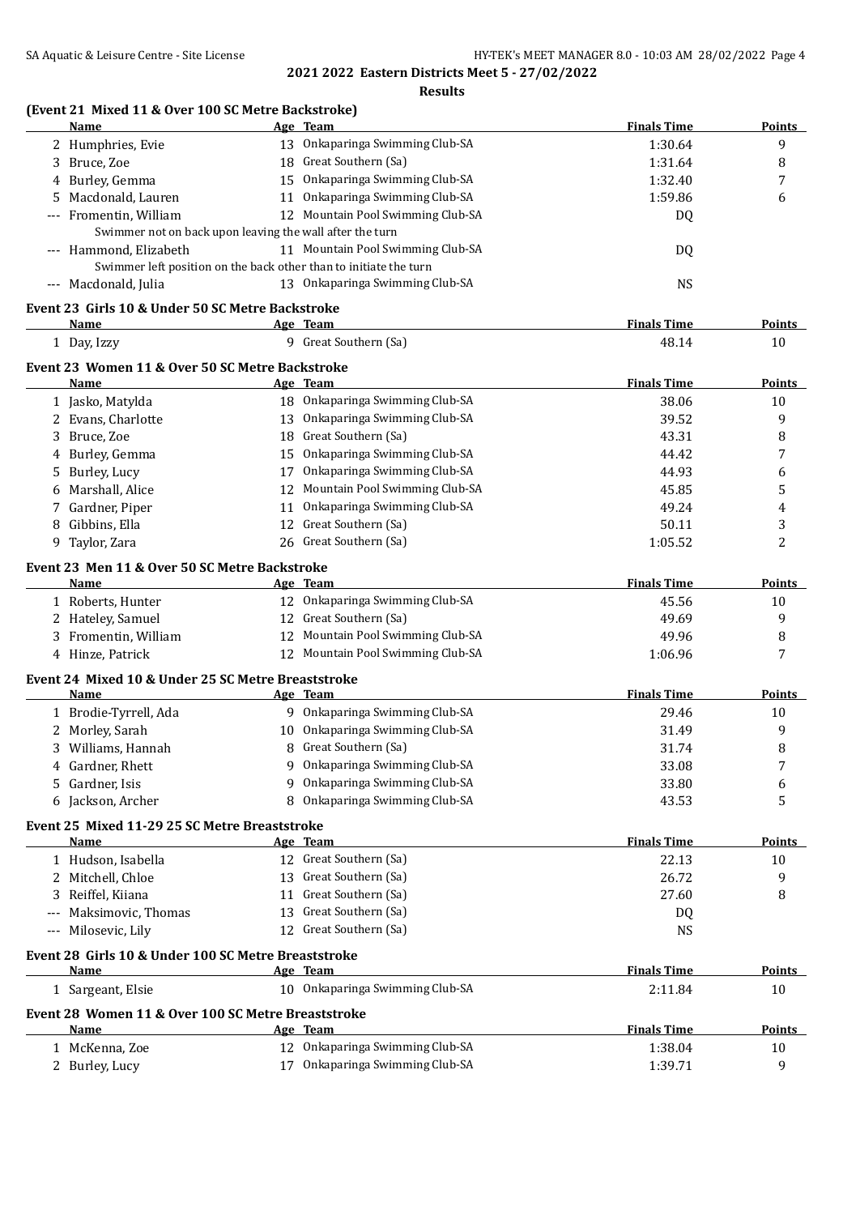## 2021 2022 Eastern Districts Meet 5 - 27/02/2022

### Results

**(Event 21 Mixed 11 & Over 100 SC Metre Backstroke)**

| | Name | Age | Team | Finals Time | Points |
|---|---|---|---|---|---|
| 2 | Humphries, Evie | 13 | Onkaparinga Swimming Club-SA | 1:30.64 | 9 |
| 3 | Bruce, Zoe | 18 | Great Southern (Sa) | 1:31.64 | 8 |
| 4 | Burley, Gemma | 15 | Onkaparinga Swimming Club-SA | 1:32.40 | 7 |
| 5 | Macdonald, Lauren | 11 | Onkaparinga Swimming Club-SA | 1:59.86 | 6 |
| --- | Fromentin, William | 12 | Mountain Pool Swimming Club-SA | DQ | |
| | Swimmer not on back upon leaving the wall after the turn | | | | |
| --- | Hammond, Elizabeth | 11 | Mountain Pool Swimming Club-SA | DQ | |
| | Swimmer left position on the back other than to initiate the turn | | | | |
| --- | Macdonald, Julia | 13 | Onkaparinga Swimming Club-SA | NS | |

**Event 23 Girls 10 & Under 50 SC Metre Backstroke**

| | Name | Age | Team | Finals Time | Points |
|---|---|---|---|---|---|
| 1 | Day, Izzy | 9 | Great Southern (Sa) | 48.14 | 10 |

**Event 23 Women 11 & Over 50 SC Metre Backstroke**

| | Name | Age | Team | Finals Time | Points |
|---|---|---|---|---|---|
| 1 | Jasko, Matylda | 18 | Onkaparinga Swimming Club-SA | 38.06 | 10 |
| 2 | Evans, Charlotte | 13 | Onkaparinga Swimming Club-SA | 39.52 | 9 |
| 3 | Bruce, Zoe | 18 | Great Southern (Sa) | 43.31 | 8 |
| 4 | Burley, Gemma | 15 | Onkaparinga Swimming Club-SA | 44.42 | 7 |
| 5 | Burley, Lucy | 17 | Onkaparinga Swimming Club-SA | 44.93 | 6 |
| 6 | Marshall, Alice | 12 | Mountain Pool Swimming Club-SA | 45.85 | 5 |
| 7 | Gardner, Piper | 11 | Onkaparinga Swimming Club-SA | 49.24 | 4 |
| 8 | Gibbins, Ella | 12 | Great Southern (Sa) | 50.11 | 3 |
| 9 | Taylor, Zara | 26 | Great Southern (Sa) | 1:05.52 | 2 |

**Event 23 Men 11 & Over 50 SC Metre Backstroke**

| | Name | Age | Team | Finals Time | Points |
|---|---|---|---|---|---|
| 1 | Roberts, Hunter | 12 | Onkaparinga Swimming Club-SA | 45.56 | 10 |
| 2 | Hateley, Samuel | 12 | Great Southern (Sa) | 49.69 | 9 |
| 3 | Fromentin, William | 12 | Mountain Pool Swimming Club-SA | 49.96 | 8 |
| 4 | Hinze, Patrick | 12 | Mountain Pool Swimming Club-SA | 1:06.96 | 7 |

**Event 24 Mixed 10 & Under 25 SC Metre Breaststroke**

| | Name | Age | Team | Finals Time | Points |
|---|---|---|---|---|---|
| 1 | Brodie-Tyrrell, Ada | 9 | Onkaparinga Swimming Club-SA | 29.46 | 10 |
| 2 | Morley, Sarah | 10 | Onkaparinga Swimming Club-SA | 31.49 | 9 |
| 3 | Williams, Hannah | 8 | Great Southern (Sa) | 31.74 | 8 |
| 4 | Gardner, Rhett | 9 | Onkaparinga Swimming Club-SA | 33.08 | 7 |
| 5 | Gardner, Isis | 9 | Onkaparinga Swimming Club-SA | 33.80 | 6 |
| 6 | Jackson, Archer | 8 | Onkaparinga Swimming Club-SA | 43.53 | 5 |

**Event 25 Mixed 11-29 25 SC Metre Breaststroke**

| | Name | Age | Team | Finals Time | Points |
|---|---|---|---|---|---|
| 1 | Hudson, Isabella | 12 | Great Southern (Sa) | 22.13 | 10 |
| 2 | Mitchell, Chloe | 13 | Great Southern (Sa) | 26.72 | 9 |
| 3 | Reiffel, Kiiana | 11 | Great Southern (Sa) | 27.60 | 8 |
| --- | Maksimovic, Thomas | 13 | Great Southern (Sa) | DQ | |
| --- | Milosevic, Lily | 12 | Great Southern (Sa) | NS | |

**Event 28 Girls 10 & Under 100 SC Metre Breaststroke**

| | Name | Age | Team | Finals Time | Points |
|---|---|---|---|---|---|
| 1 | Sargeant, Elsie | 10 | Onkaparinga Swimming Club-SA | 2:11.84 | 10 |

**Event 28 Women 11 & Over 100 SC Metre Breaststroke**

| | Name | Age | Team | Finals Time | Points |
|---|---|---|---|---|---|
| 1 | McKenna, Zoe | 12 | Onkaparinga Swimming Club-SA | 1:38.04 | 10 |
| 2 | Burley, Lucy | 17 | Onkaparinga Swimming Club-SA | 1:39.71 | 9 |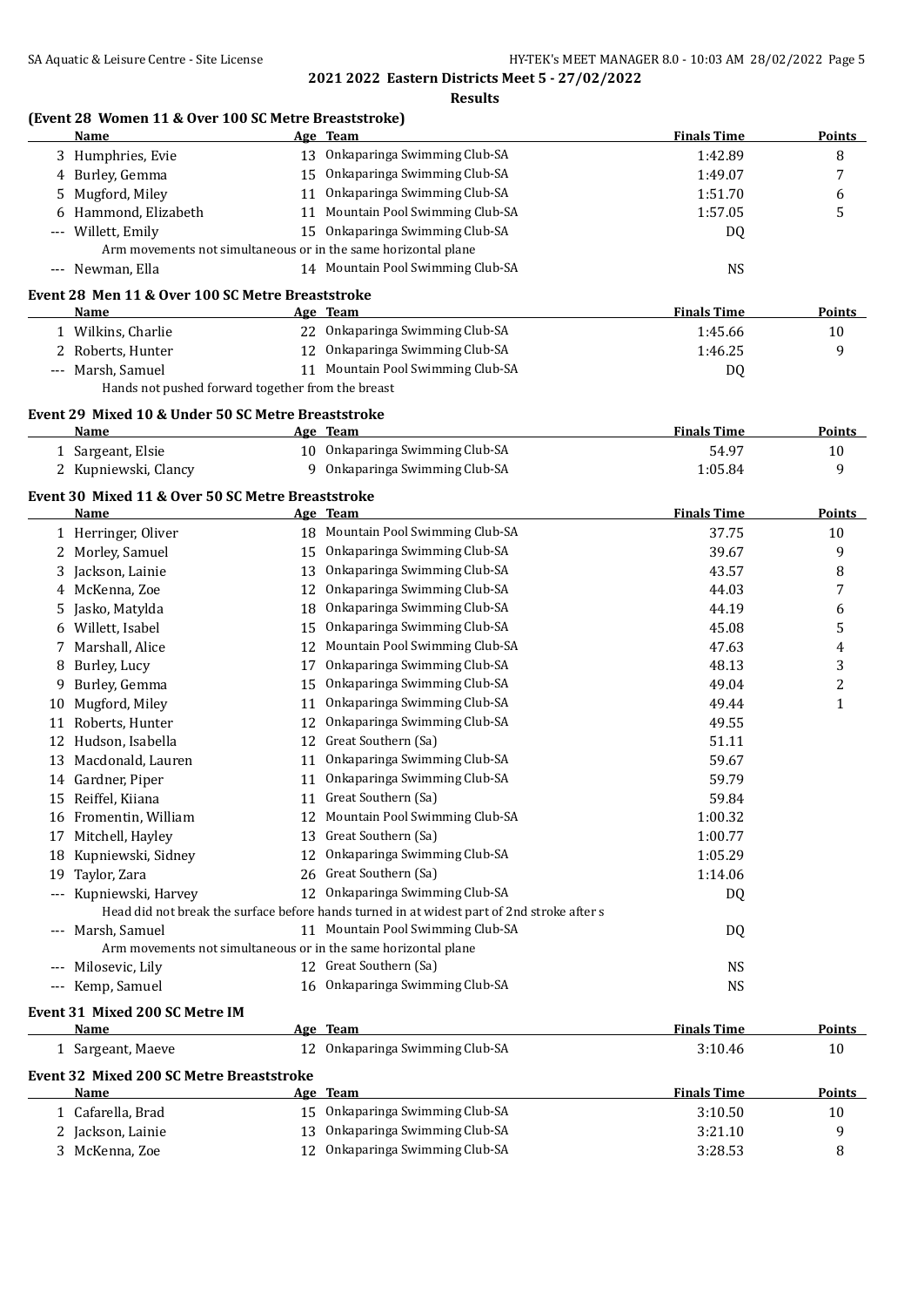## 2021 2022 Eastern Districts Meet 5 - 27/02/2022

### Results

**(Event 28 Women 11 & Over 100 SC Metre Breaststroke)**

| | Name | Age | Team | Finals Time | Points |
|---|---|---|---|---|---|
| 3 | Humphries, Evie | 13 | Onkaparinga Swimming Club-SA | 1:42.89 | 8 |
| 4 | Burley, Gemma | 15 | Onkaparinga Swimming Club-SA | 1:49.07 | 7 |
| 5 | Mugford, Miley | 11 | Onkaparinga Swimming Club-SA | 1:51.70 | 6 |
| 6 | Hammond, Elizabeth | 11 | Mountain Pool Swimming Club-SA | 1:57.05 | 5 |
| --- | Willett, Emily | 15 | Onkaparinga Swimming Club-SA | DQ | |
| | Arm movements not simultaneous or in the same horizontal plane | | | | |
| --- | Newman, Ella | 14 | Mountain Pool Swimming Club-SA | NS | |

**Event 28 Men 11 & Over 100 SC Metre Breaststroke**

| | Name | Age | Team | Finals Time | Points |
|---|---|---|---|---|---|
| 1 | Wilkins, Charlie | 22 | Onkaparinga Swimming Club-SA | 1:45.66 | 10 |
| 2 | Roberts, Hunter | 12 | Onkaparinga Swimming Club-SA | 1:46.25 | 9 |
| --- | Marsh, Samuel | 11 | Mountain Pool Swimming Club-SA | DQ | |
| | Hands not pushed forward together from the breast | | | | |

**Event 29 Mixed 10 & Under 50 SC Metre Breaststroke**

| | Name | Age | Team | Finals Time | Points |
|---|---|---|---|---|---|
| 1 | Sargeant, Elsie | 10 | Onkaparinga Swimming Club-SA | 54.97 | 10 |
| 2 | Kupniewski, Clancy | 9 | Onkaparinga Swimming Club-SA | 1:05.84 | 9 |

**Event 30 Mixed 11 & Over 50 SC Metre Breaststroke**

| | Name | Age | Team | Finals Time | Points |
|---|---|---|---|---|---|
| 1 | Herringer, Oliver | 18 | Mountain Pool Swimming Club-SA | 37.75 | 10 |
| 2 | Morley, Samuel | 15 | Onkaparinga Swimming Club-SA | 39.67 | 9 |
| 3 | Jackson, Lainie | 13 | Onkaparinga Swimming Club-SA | 43.57 | 8 |
| 4 | McKenna, Zoe | 12 | Onkaparinga Swimming Club-SA | 44.03 | 7 |
| 5 | Jasko, Matylda | 18 | Onkaparinga Swimming Club-SA | 44.19 | 6 |
| 6 | Willett, Isabel | 15 | Onkaparinga Swimming Club-SA | 45.08 | 5 |
| 7 | Marshall, Alice | 12 | Mountain Pool Swimming Club-SA | 47.63 | 4 |
| 8 | Burley, Lucy | 17 | Onkaparinga Swimming Club-SA | 48.13 | 3 |
| 9 | Burley, Gemma | 15 | Onkaparinga Swimming Club-SA | 49.04 | 2 |
| 10 | Mugford, Miley | 11 | Onkaparinga Swimming Club-SA | 49.44 | 1 |
| 11 | Roberts, Hunter | 12 | Onkaparinga Swimming Club-SA | 49.55 | |
| 12 | Hudson, Isabella | 12 | Great Southern (Sa) | 51.11 | |
| 13 | Macdonald, Lauren | 11 | Onkaparinga Swimming Club-SA | 59.67 | |
| 14 | Gardner, Piper | 11 | Onkaparinga Swimming Club-SA | 59.79 | |
| 15 | Reiffel, Kiiana | 11 | Great Southern (Sa) | 59.84 | |
| 16 | Fromentin, William | 12 | Mountain Pool Swimming Club-SA | 1:00.32 | |
| 17 | Mitchell, Hayley | 13 | Great Southern (Sa) | 1:00.77 | |
| 18 | Kupniewski, Sidney | 12 | Onkaparinga Swimming Club-SA | 1:05.29 | |
| 19 | Taylor, Zara | 26 | Great Southern (Sa) | 1:14.06 | |
| --- | Kupniewski, Harvey | 12 | Onkaparinga Swimming Club-SA | DQ | |
| | Head did not break the surface before hands turned in at widest part of 2nd stroke after s | | | | |
| --- | Marsh, Samuel | 11 | Mountain Pool Swimming Club-SA | DQ | |
| | Arm movements not simultaneous or in the same horizontal plane | | | | |
| --- | Milosevic, Lily | 12 | Great Southern (Sa) | NS | |
| --- | Kemp, Samuel | 16 | Onkaparinga Swimming Club-SA | NS | |

**Event 31 Mixed 200 SC Metre IM**

| | Name | Age | Team | Finals Time | Points |
|---|---|---|---|---|---|
| 1 | Sargeant, Maeve | 12 | Onkaparinga Swimming Club-SA | 3:10.46 | 10 |

**Event 32 Mixed 200 SC Metre Breaststroke**

| | Name | Age | Team | Finals Time | Points |
|---|---|---|---|---|---|
| 1 | Cafarella, Brad | 15 | Onkaparinga Swimming Club-SA | 3:10.50 | 10 |
| 2 | Jackson, Lainie | 13 | Onkaparinga Swimming Club-SA | 3:21.10 | 9 |
| 3 | McKenna, Zoe | 12 | Onkaparinga Swimming Club-SA | 3:28.53 | 8 |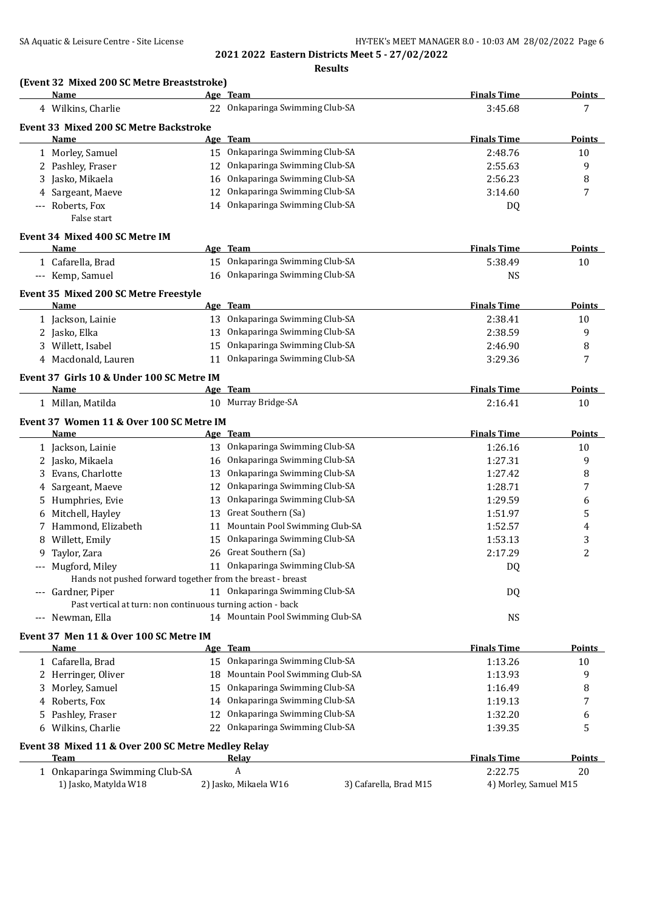**2021 2022 Eastern Districts Meet 5 - 27/02/2022**

**Results**

### (Event 32 Mixed 200 SC Metre Breaststroke)

| | Name | Age | Team | Finals Time | Points |
|---|---|---|---|---|---|
| 4 | Wilkins, Charlie | 22 | Onkaparinga Swimming Club-SA | 3:45.68 | 7 |

### Event 33 Mixed 200 SC Metre Backstroke

| | Name | Age | Team | Finals Time | Points |
|---|---|---|---|---|---|
| 1 | Morley, Samuel | 15 | Onkaparinga Swimming Club-SA | 2:48.76 | 10 |
| 2 | Pashley, Fraser | 12 | Onkaparinga Swimming Club-SA | 2:55.63 | 9 |
| 3 | Jasko, Mikaela | 16 | Onkaparinga Swimming Club-SA | 2:56.23 | 8 |
| 4 | Sargeant, Maeve | 12 | Onkaparinga Swimming Club-SA | 3:14.60 | 7 |
| --- | Roberts, Fox | 14 | Onkaparinga Swimming Club-SA | DQ | |
| | False start | | | | |

### Event 34 Mixed 400 SC Metre IM

| | Name | Age | Team | Finals Time | Points |
|---|---|---|---|---|---|
| 1 | Cafarella, Brad | 15 | Onkaparinga Swimming Club-SA | 5:38.49 | 10 |
| --- | Kemp, Samuel | 16 | Onkaparinga Swimming Club-SA | NS | |

### Event 35 Mixed 200 SC Metre Freestyle

| | Name | Age | Team | Finals Time | Points |
|---|---|---|---|---|---|
| 1 | Jackson, Lainie | 13 | Onkaparinga Swimming Club-SA | 2:38.41 | 10 |
| 2 | Jasko, Elka | 13 | Onkaparinga Swimming Club-SA | 2:38.59 | 9 |
| 3 | Willett, Isabel | 15 | Onkaparinga Swimming Club-SA | 2:46.90 | 8 |
| 4 | Macdonald, Lauren | 11 | Onkaparinga Swimming Club-SA | 3:29.36 | 7 |

### Event 37 Girls 10 & Under 100 SC Metre IM

| | Name | Age | Team | Finals Time | Points |
|---|---|---|---|---|---|
| 1 | Millan, Matilda | 10 | Murray Bridge-SA | 2:16.41 | 10 |

### Event 37 Women 11 & Over 100 SC Metre IM

| | Name | Age | Team | Finals Time | Points |
|---|---|---|---|---|---|
| 1 | Jackson, Lainie | 13 | Onkaparinga Swimming Club-SA | 1:26.16 | 10 |
| 2 | Jasko, Mikaela | 16 | Onkaparinga Swimming Club-SA | 1:27.31 | 9 |
| 3 | Evans, Charlotte | 13 | Onkaparinga Swimming Club-SA | 1:27.42 | 8 |
| 4 | Sargeant, Maeve | 12 | Onkaparinga Swimming Club-SA | 1:28.71 | 7 |
| 5 | Humphries, Evie | 13 | Onkaparinga Swimming Club-SA | 1:29.59 | 6 |
| 6 | Mitchell, Hayley | 13 | Great Southern (Sa) | 1:51.97 | 5 |
| 7 | Hammond, Elizabeth | 11 | Mountain Pool Swimming Club-SA | 1:52.57 | 4 |
| 8 | Willett, Emily | 15 | Onkaparinga Swimming Club-SA | 1:53.13 | 3 |
| 9 | Taylor, Zara | 26 | Great Southern (Sa) | 2:17.29 | 2 |
| --- | Mugford, Miley | 11 | Onkaparinga Swimming Club-SA | DQ | |
| | Hands not pushed forward together from the breast - breast | | | | |
| --- | Gardner, Piper | 11 | Onkaparinga Swimming Club-SA | DQ | |
| | Past vertical at turn: non continuous turning action - back | | | | |
| --- | Newman, Ella | 14 | Mountain Pool Swimming Club-SA | NS | |

### Event 37 Men 11 & Over 100 SC Metre IM

| | Name | Age | Team | Finals Time | Points |
|---|---|---|---|---|---|
| 1 | Cafarella, Brad | 15 | Onkaparinga Swimming Club-SA | 1:13.26 | 10 |
| 2 | Herringer, Oliver | 18 | Mountain Pool Swimming Club-SA | 1:13.93 | 9 |
| 3 | Morley, Samuel | 15 | Onkaparinga Swimming Club-SA | 1:16.49 | 8 |
| 4 | Roberts, Fox | 14 | Onkaparinga Swimming Club-SA | 1:19.13 | 7 |
| 5 | Pashley, Fraser | 12 | Onkaparinga Swimming Club-SA | 1:32.20 | 6 |
| 6 | Wilkins, Charlie | 22 | Onkaparinga Swimming Club-SA | 1:39.35 | 5 |

### Event 38 Mixed 11 & Over 200 SC Metre Medley Relay

| | Team | Relay | Finals Time | Points |
|---|---|---|---|---|
| 1 | Onkaparinga Swimming Club-SA | A | 2:22.75 | 20 |

1) Jasko, Matylda W18 2) Jasko, Mikaela W16 3) Cafarella, Brad M15 4) Morley, Samuel M15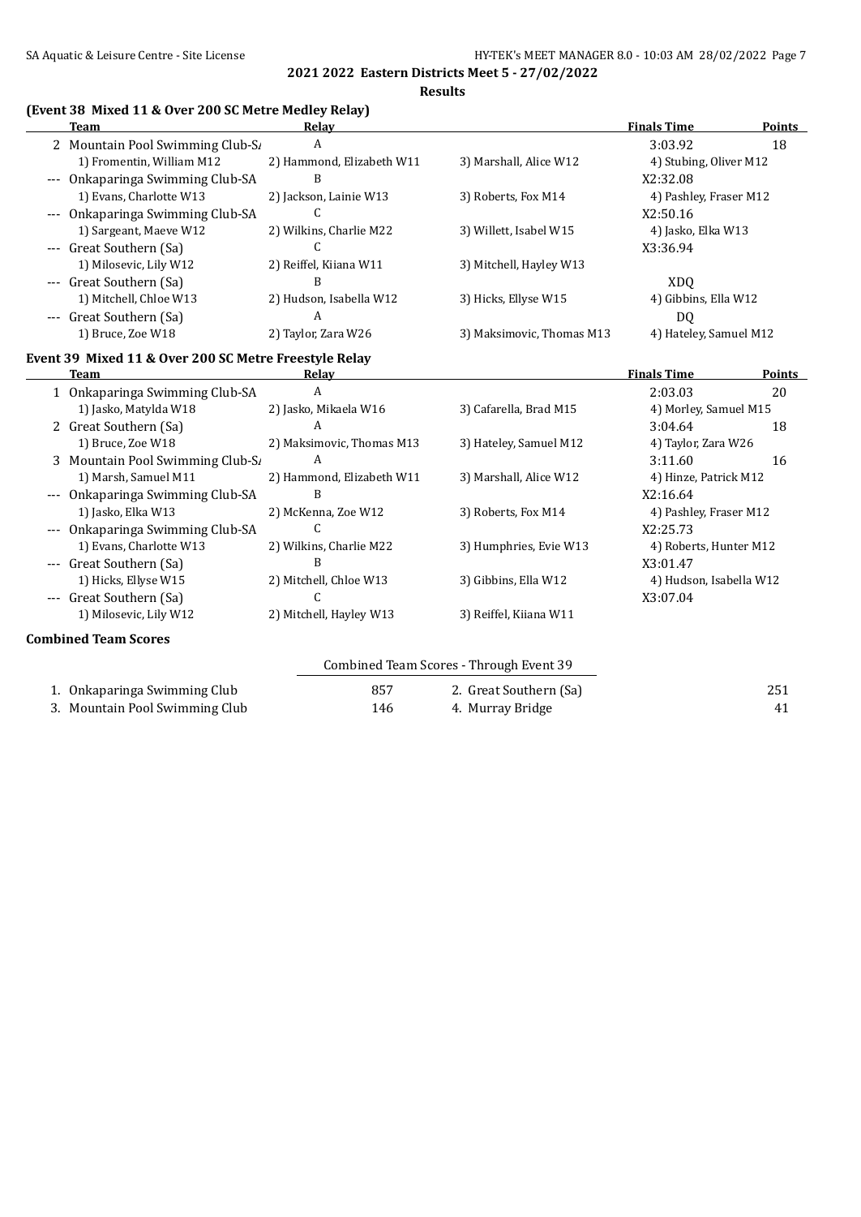**2021 2022 Eastern Districts Meet 5 - 27/02/2022**

**Results**

### (Event 38 Mixed 11 & Over 200 SC Metre Medley Relay)

| | Team | Relay | | Finals Time | Points |
|---|---|---|---|---|---|
| 2 | Mountain Pool Swimming Club-SA | A | | 3:03.92 | 18 |
| | 1) Fromentin, William M12 | 2) Hammond, Elizabeth W11 | 3) Marshall, Alice W12 | 4) Stubing, Oliver M12 | |
| --- | Onkaparinga Swimming Club-SA | B | | X2:32.08 | |
| | 1) Evans, Charlotte W13 | 2) Jackson, Lainie W13 | 3) Roberts, Fox M14 | 4) Pashley, Fraser M12 | |
| --- | Onkaparinga Swimming Club-SA | C | | X2:50.16 | |
| | 1) Sargeant, Maeve W12 | 2) Wilkins, Charlie M22 | 3) Willett, Isabel W15 | 4) Jasko, Elka W13 | |
| --- | Great Southern (Sa) | C | | X3:36.94 | |
| | 1) Milosevic, Lily W12 | 2) Reiffel, Kiiana W11 | 3) Mitchell, Hayley W13 | | |
| --- | Great Southern (Sa) | B | | XDQ | |
| | 1) Mitchell, Chloe W13 | 2) Hudson, Isabella W12 | 3) Hicks, Ellyse W15 | 4) Gibbins, Ella W12 | |
| --- | Great Southern (Sa) | A | | DQ | |
| | 1) Bruce, Zoe W18 | 2) Taylor, Zara W26 | 3) Maksimovic, Thomas M13 | 4) Hateley, Samuel M12 | |

### Event 39 Mixed 11 & Over 200 SC Metre Freestyle Relay

| | Team | Relay | | Finals Time | Points |
|---|---|---|---|---|---|
| 1 | Onkaparinga Swimming Club-SA | A | | 2:03.03 | 20 |
| | 1) Jasko, Matylda W18 | 2) Jasko, Mikaela W16 | 3) Cafarella, Brad M15 | 4) Morley, Samuel M15 | |
| 2 | Great Southern (Sa) | A | | 3:04.64 | 18 |
| | 1) Bruce, Zoe W18 | 2) Maksimovic, Thomas M13 | 3) Hateley, Samuel M12 | 4) Taylor, Zara W26 | |
| 3 | Mountain Pool Swimming Club-SA | A | | 3:11.60 | 16 |
| | 1) Marsh, Samuel M11 | 2) Hammond, Elizabeth W11 | 3) Marshall, Alice W12 | 4) Hinze, Patrick M12 | |
| --- | Onkaparinga Swimming Club-SA | B | | X2:16.64 | |
| | 1) Jasko, Elka W13 | 2) McKenna, Zoe W12 | 3) Roberts, Fox M14 | 4) Pashley, Fraser M12 | |
| --- | Onkaparinga Swimming Club-SA | C | | X2:25.73 | |
| | 1) Evans, Charlotte W13 | 2) Wilkins, Charlie M22 | 3) Humphries, Evie W13 | 4) Roberts, Hunter M12 | |
| --- | Great Southern (Sa) | B | | X3:01.47 | |
| | 1) Hicks, Ellyse W15 | 2) Mitchell, Chloe W13 | 3) Gibbins, Ella W12 | 4) Hudson, Isabella W12 | |
| --- | Great Southern (Sa) | C | | X3:07.04 | |
| | 1) Milosevic, Lily W12 | 2) Mitchell, Hayley W13 | 3) Reiffel, Kiiana W11 | | |

### Combined Team Scores

Combined Team Scores - Through Event 39

| | | | |
|---|---|---|---|
| 1. Onkaparinga Swimming Club | 857 | 2. Great Southern (Sa) | 251 |
| 3. Mountain Pool Swimming Club | 146 | 4. Murray Bridge | 41 |